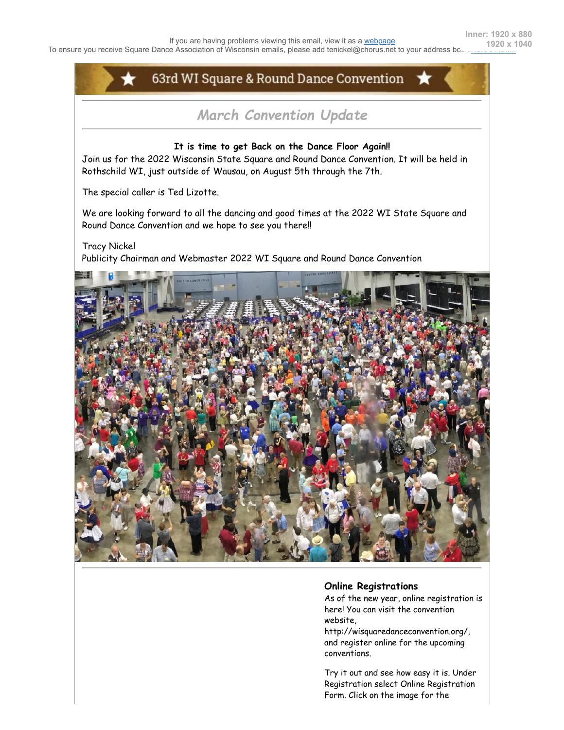If you are having problems viewing this email, view it as a webpage

To ensure you receive Square Dance Association of Wisconsin emails, please add tenickel@chorus.net to your address bo...

# 63rd WI Square & Round Dance Convention

## *March Convention Update*

**It is time to get Back on the Dance Floor Again!!**

Join us for the 2022 Wisconsin State Square and Round Dance Convention. It will be held in Rothschild WI, just outside of Wausau, on August 5th through the 7th.

The special caller is Ted Lizotte.

We are looking forward to all the dancing and good times at the 2022 WI State Square and Round Dance Convention and we hope to see you there!!

Tracy Nickel
Publicity Chairman and Webmaster 2022 WI Square and Round Dance Convention

### Online Registrations

As of the new year, online registration is here! You can visit the convention website, http://wisquaredanceconvention.org/, and register online for the upcoming conventions.

Try it out and see how easy it is. Under Registration select Online Registration Form. Click on the image for the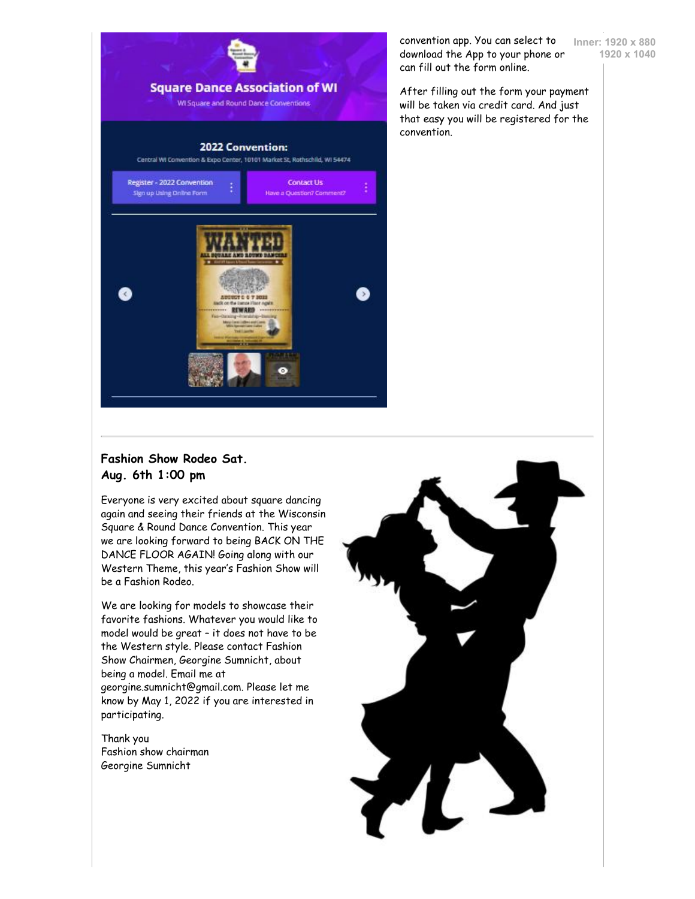convention app. You can select to download the App to your phone or can fill out the form online.

After filling out the form your payment will be taken via credit card. And just that easy you will be registered for the convention.

---

**Fashion Show Rodeo Sat. Aug. 6th 1:00 pm**

Everyone is very excited about square dancing again and seeing their friends at the Wisconsin Square & Round Dance Convention. This year we are looking forward to being BACK ON THE DANCE FLOOR AGAIN! Going along with our Western Theme, this year's Fashion Show will be a Fashion Rodeo.

We are looking for models to showcase their favorite fashions. Whatever you would like to model would be great – it does not have to be the Western style. Please contact Fashion Show Chairmen, Georgine Sumnicht, about being a model. Email me at georgine.sumnicht@gmail.com. Please let me know by May 1, 2022 if you are interested in participating.

Thank you
Fashion show chairman
Georgine Sumnicht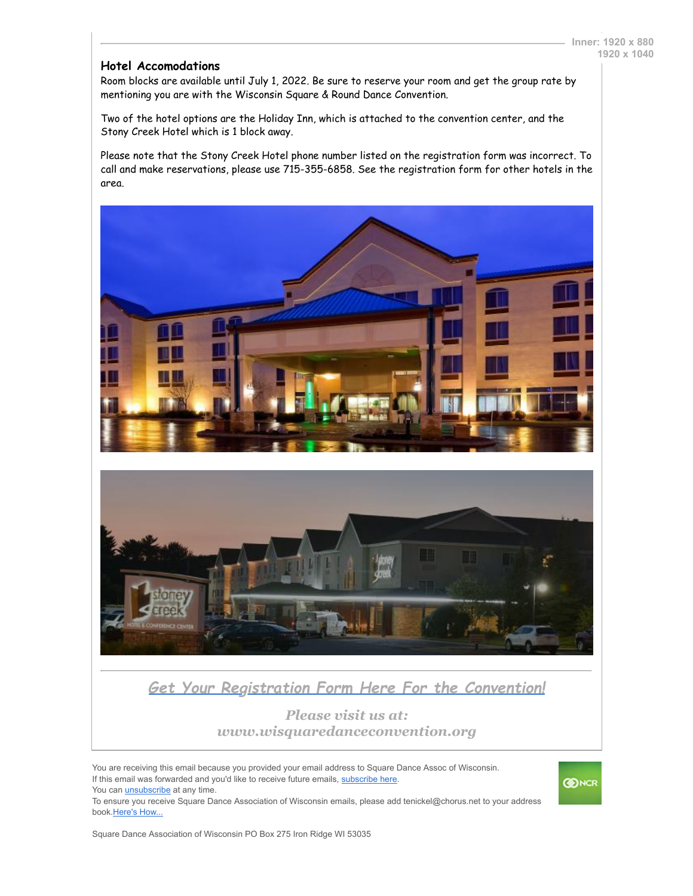## Hotel Accomodations

Room blocks are available until July 1, 2022. Be sure to reserve your room and get the group rate by mentioning you are with the Wisconsin Square & Round Dance Convention.

Two of the hotel options are the Holiday Inn, which is attached to the convention center, and the Stony Creek Hotel which is 1 block away.

Please note that the Stony Creek Hotel phone number listed on the registration form was incorrect. To call and make reservations, please use 715-355-6858. See the registration form for other hotels in the area.

---

[*Get Your Registration Form Here For the Convention!*]

***Please visit us at: www.wisquaredanceconvention.org***

You are receiving this email because you provided your email address to Square Dance Assoc of Wisconsin.
If this email was forwarded and you'd like to receive future emails, subscribe here.
You can unsubscribe at any time.
To ensure you receive Square Dance Association of Wisconsin emails, please add tenickel@chorus.net to your address book. Here's How...

Square Dance Association of Wisconsin PO Box 275 Iron Ridge WI 53035